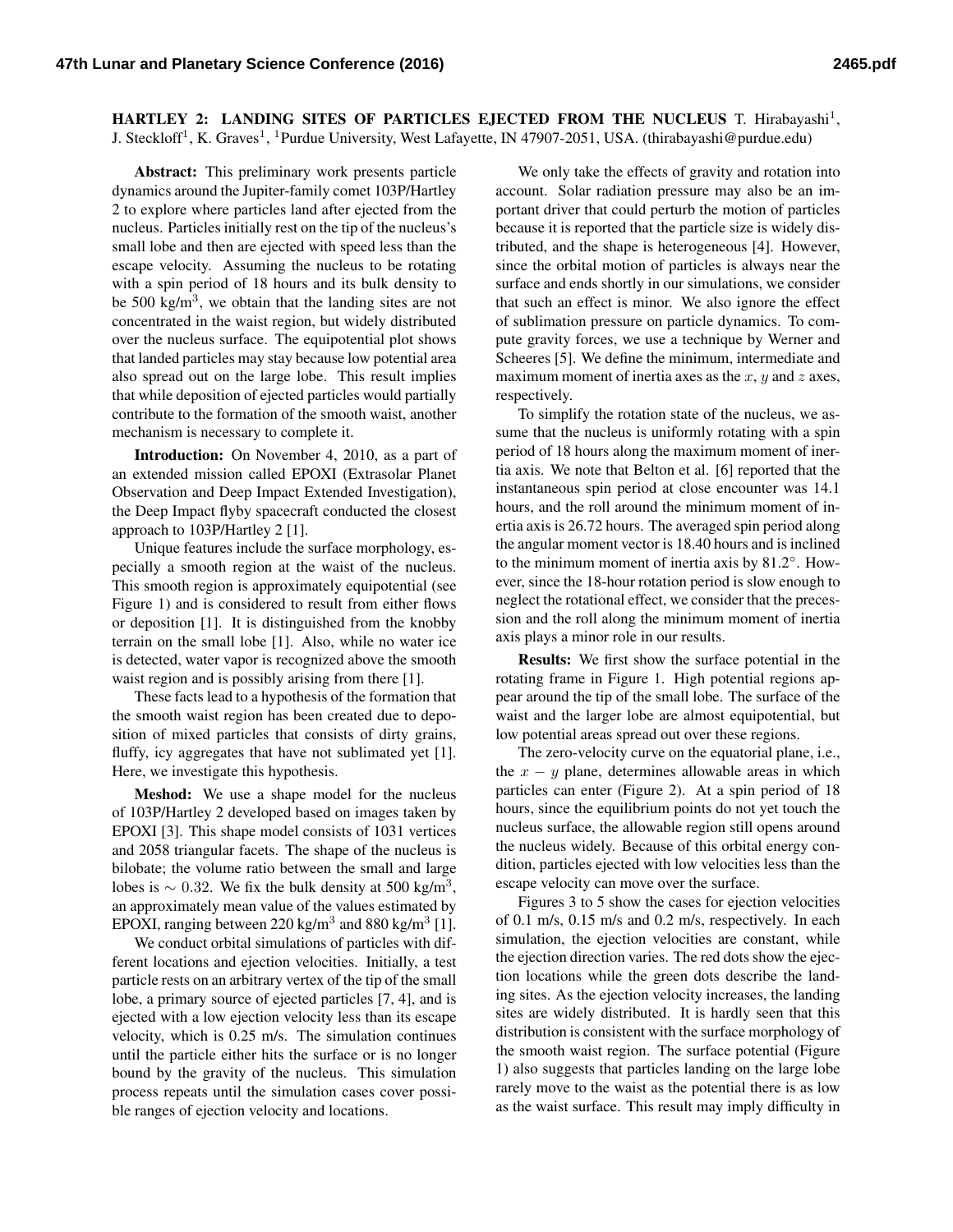# HARTLEY 2: LANDING SITES OF PARTICLES EJECTED FROM THE NUCLEUS

T. Hirabayashi[1], J. Steckloff[1], K. Graves[1], [1]Purdue University, West Lafayette, IN 47907-2051, USA. (thirabayashi@purdue.edu)

**Abstract:** This preliminary work presents particle dynamics around the Jupiter-family comet 103P/Hartley 2 to explore where particles land after ejected from the nucleus. Particles initially rest on the tip of the nucleus's small lobe and then are ejected with speed less than the escape velocity. Assuming the nucleus to be rotating with a spin period of 18 hours and its bulk density to be 500 kg/m$^3$, we obtain that the landing sites are not concentrated in the waist region, but widely distributed over the nucleus surface. The equipotential plot shows that landed particles may stay because low potential area also spread out on the large lobe. This result implies that while deposition of ejected particles would partially contribute to the formation of the smooth waist, another mechanism is necessary to complete it.

**Introduction:** On November 4, 2010, as a part of an extended mission called EPOXI (Extrasolar Planet Observation and Deep Impact Extended Investigation), the Deep Impact flyby spacecraft conducted the closest approach to 103P/Hartley 2 [1].

Unique features include the surface morphology, especially a smooth region at the waist of the nucleus. This smooth region is approximately equipotential (see Figure 1) and is considered to result from either flows or deposition [1]. It is distinguished from the knobby terrain on the small lobe [1]. Also, while no water ice is detected, water vapor is recognized above the smooth waist region and is possibly arising from there [1].

These facts lead to a hypothesis of the formation that the smooth waist region has been created due to deposition of mixed particles that consists of dirty grains, fluffy, icy aggregates that have not sublimated yet [1]. Here, we investigate this hypothesis.

**Meshod:** We use a shape model for the nucleus of 103P/Hartley 2 developed based on images taken by EPOXI [3]. This shape model consists of 1031 vertices and 2058 triangular facets. The shape of the nucleus is bilobate; the volume ratio between the small and large lobes is $\sim 0.32$. We fix the bulk density at 500 kg/m$^3$, an approximately mean value of the values estimated by EPOXI, ranging between 220 kg/m$^3$ and 880 kg/m$^3$ [1].

We conduct orbital simulations of particles with different locations and ejection velocities. Initially, a test particle rests on an arbitrary vertex of the tip of the small lobe, a primary source of ejected particles [7, 4], and is ejected with a low ejection velocity less than its escape velocity, which is 0.25 m/s. The simulation continues until the particle either hits the surface or is no longer bound by the gravity of the nucleus. This simulation process repeats until the simulation cases cover possible ranges of ejection velocity and locations.

We only take the effects of gravity and rotation into account. Solar radiation pressure may also be an important driver that could perturb the motion of particles because it is reported that the particle size is widely distributed, and the shape is heterogeneous [4]. However, since the orbital motion of particles is always near the surface and ends shortly in our simulations, we consider that such an effect is minor. We also ignore the effect of sublimation pressure on particle dynamics. To compute gravity forces, we use a technique by Werner and Scheeres [5]. We define the minimum, intermediate and maximum moment of inertia axes as the $x$, $y$ and $z$ axes, respectively.

To simplify the rotation state of the nucleus, we assume that the nucleus is uniformly rotating with a spin period of 18 hours along the maximum moment of inertia axis. We note that Belton et al. [6] reported that the instantaneous spin period at close encounter was 14.1 hours, and the roll around the minimum moment of inertia axis is 26.72 hours. The averaged spin period along the angular moment vector is 18.40 hours and is inclined to the minimum moment of inertia axis by 81.2°. However, since the 18-hour rotation period is slow enough to neglect the rotational effect, we consider that the precession and the roll along the minimum moment of inertia axis plays a minor role in our results.

**Results:** We first show the surface potential in the rotating frame in Figure 1. High potential regions appear around the tip of the small lobe. The surface of the waist and the larger lobe are almost equipotential, but low potential areas spread out over these regions.

The zero-velocity curve on the equatorial plane, i.e., the $x-y$ plane, determines allowable areas in which particles can enter (Figure 2). At a spin period of 18 hours, since the equilibrium points do not yet touch the nucleus surface, the allowable region still opens around the nucleus widely. Because of this orbital energy condition, particles ejected with low velocities less than the escape velocity can move over the surface.

Figures 3 to 5 show the cases for ejection velocities of 0.1 m/s, 0.15 m/s and 0.2 m/s, respectively. In each simulation, the ejection velocities are constant, while the ejection direction varies. The red dots show the ejection locations while the green dots describe the landing sites. As the ejection velocity increases, the landing sites are widely distributed. It is hardly seen that this distribution is consistent with the surface morphology of the smooth waist region. The surface potential (Figure 1) also suggests that particles landing on the large lobe rarely move to the waist as the potential there is as low as the waist surface. This result may imply difficulty in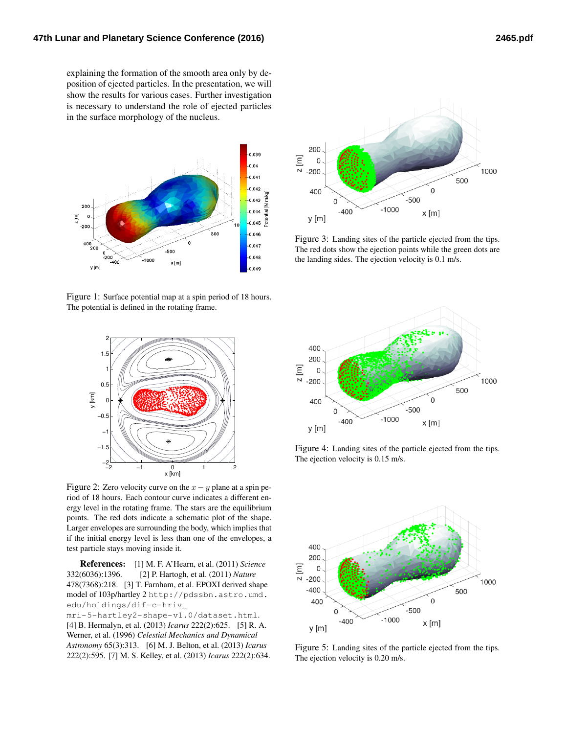explaining the formation of the smooth area only by deposition of ejected particles. In the presentation, we will show the results for various cases. Further investigation is necessary to understand the role of ejected particles in the surface morphology of the nucleus.

Figure 1: Surface potential map at a spin period of 18 hours. The potential is defined in the rotating frame.

Figure 2: Zero velocity curve on the $x-y$ plane at a spin period of 18 hours. Each contour curve indicates a different energy level in the rotating frame. The stars are the equilibrium points. The red dots indicate a schematic plot of the shape. Larger envelopes are surrounding the body, which implies that if the initial energy level is less than one of the envelopes, a test particle stays moving inside it.

**References:** [1] M. F. A'Hearn, et al. (2011) *Science* 332(6036):1396. [2] P. Hartogh, et al. (2011) *Nature* 478(7368):218. [3] T. Farnham, et al. EPOXI derived shape model of 103p/hartley 2 http://pdssbn.astro.umd.edu/holdings/dif-c-hriv_mri-5-hartley2-shape-v1.0/dataset.html. [4] B. Hermalyn, et al. (2013) *Icarus* 222(2):625. [5] R. A. Werner, et al. (1996) *Celestial Mechanics and Dynamical Astronomy* 65(3):313. [6] M. J. Belton, et al. (2013) *Icarus* 222(2):595. [7] M. S. Kelley, et al. (2013) *Icarus* 222(2):634.

Figure 3: Landing sites of the particle ejected from the tips. The red dots show the ejection points while the green dots are the landing sides. The ejection velocity is 0.1 m/s.

Figure 4: Landing sites of the particle ejected from the tips. The ejection velocity is 0.15 m/s.

Figure 5: Landing sites of the particle ejected from the tips. The ejection velocity is 0.20 m/s.